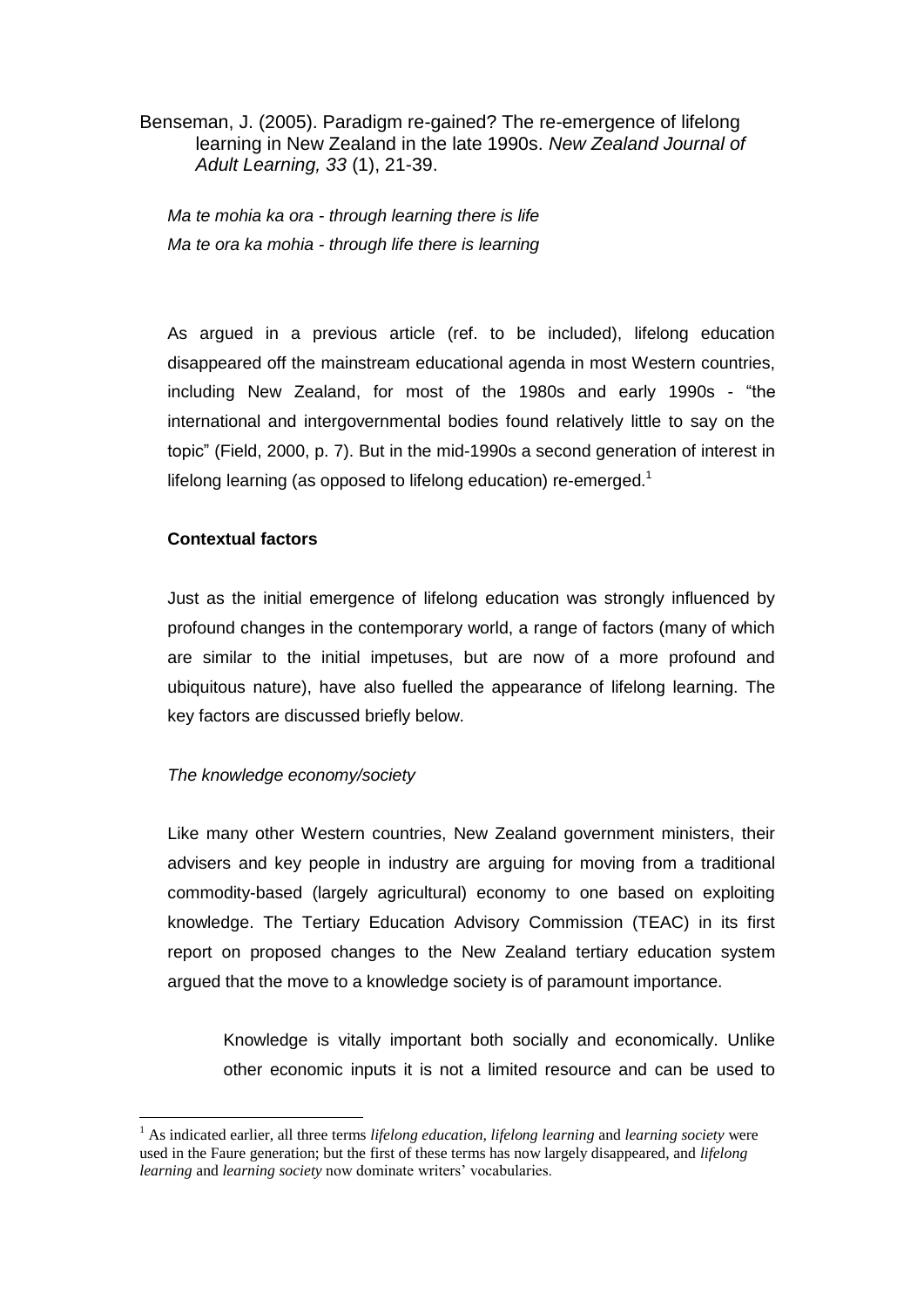Benseman, J. (2005). Paradigm re-gained? The re-emergence of lifelong learning in New Zealand in the late 1990s. *New Zealand Journal of Adult Learning, 33* (1), 21-39.

*Ma te mohia ka ora - through learning there is life*
*Ma te ora ka mohia - through life there is learning*

As argued in a previous article (ref. to be included), lifelong education disappeared off the mainstream educational agenda in most Western countries, including New Zealand, for most of the 1980s and early 1990s - "the international and intergovernmental bodies found relatively little to say on the topic" (Field, 2000, p. 7). But in the mid-1990s a second generation of interest in lifelong learning (as opposed to lifelong education) re-emerged.[1]

**Contextual factors**

Just as the initial emergence of lifelong education was strongly influenced by profound changes in the contemporary world, a range of factors (many of which are similar to the initial impetuses, but are now of a more profound and ubiquitous nature), have also fuelled the appearance of lifelong learning. The key factors are discussed briefly below.

*The knowledge economy/society*

Like many other Western countries, New Zealand government ministers, their advisers and key people in industry are arguing for moving from a traditional commodity-based (largely agricultural) economy to one based on exploiting knowledge. The Tertiary Education Advisory Commission (TEAC) in its first report on proposed changes to the New Zealand tertiary education system argued that the move to a knowledge society is of paramount importance.

> Knowledge is vitally important both socially and economically. Unlike other economic inputs it is not a limited resource and can be used to

[1] As indicated earlier, all three terms *lifelong education, lifelong learning* and *learning society* were used in the Faure generation; but the first of these terms has now largely disappeared, and *lifelong learning* and *learning society* now dominate writers' vocabularies.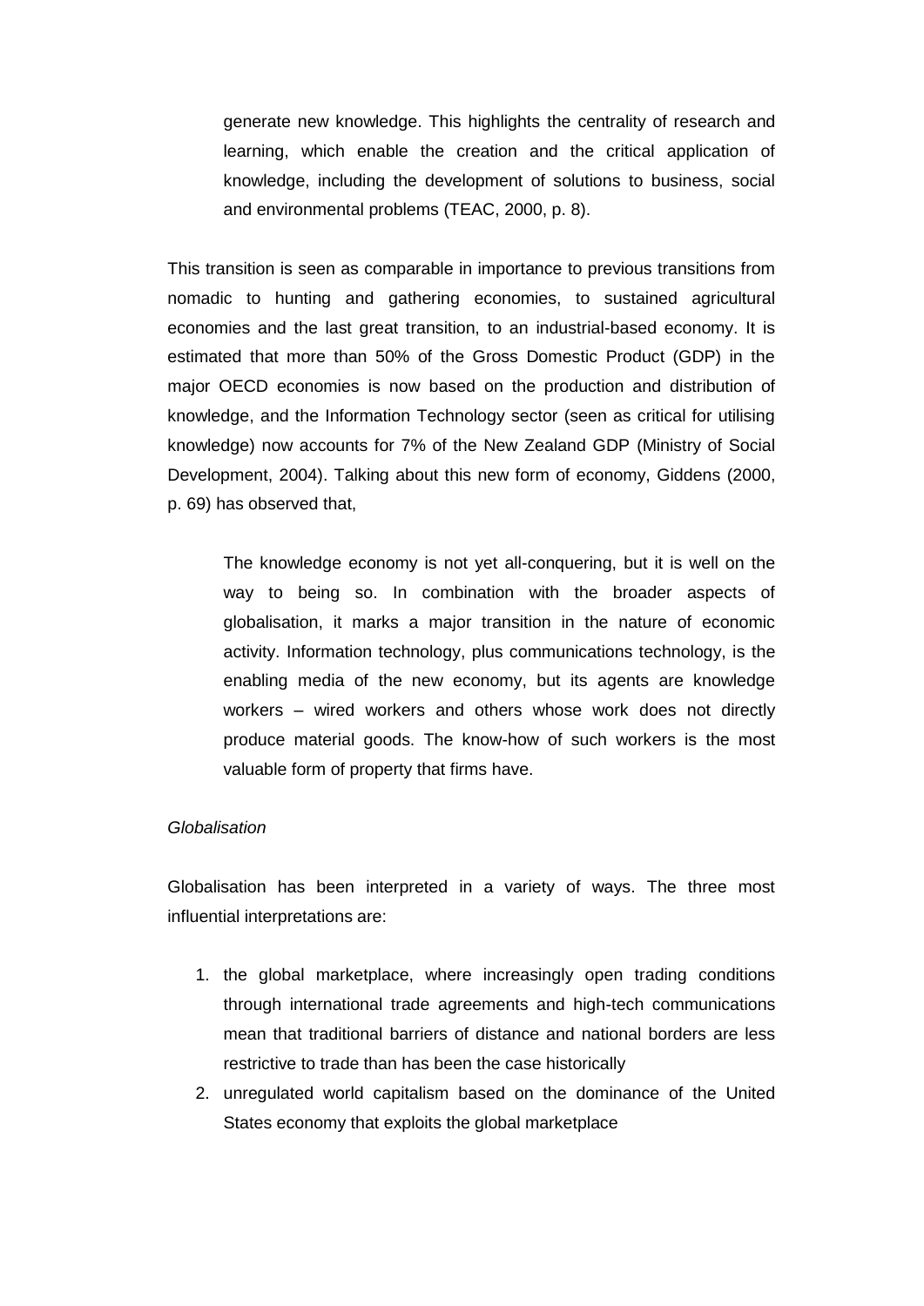> generate new knowledge. This highlights the centrality of research and learning, which enable the creation and the critical application of knowledge, including the development of solutions to business, social and environmental problems (TEAC, 2000, p. 8).

This transition is seen as comparable in importance to previous transitions from nomadic to hunting and gathering economies, to sustained agricultural economies and the last great transition, to an industrial-based economy. It is estimated that more than 50% of the Gross Domestic Product (GDP) in the major OECD economies is now based on the production and distribution of knowledge, and the Information Technology sector (seen as critical for utilising knowledge) now accounts for 7% of the New Zealand GDP (Ministry of Social Development, 2004). Talking about this new form of economy, Giddens (2000, p. 69) has observed that,

> The knowledge economy is not yet all-conquering, but it is well on the way to being so. In combination with the broader aspects of globalisation, it marks a major transition in the nature of economic activity. Information technology, plus communications technology, is the enabling media of the new economy, but its agents are knowledge workers – wired workers and others whose work does not directly produce material goods. The know-how of such workers is the most valuable form of property that firms have.

*Globalisation*

Globalisation has been interpreted in a variety of ways. The three most influential interpretations are:

1. the global marketplace, where increasingly open trading conditions through international trade agreements and high-tech communications mean that traditional barriers of distance and national borders are less restrictive to trade than has been the case historically
2. unregulated world capitalism based on the dominance of the United States economy that exploits the global marketplace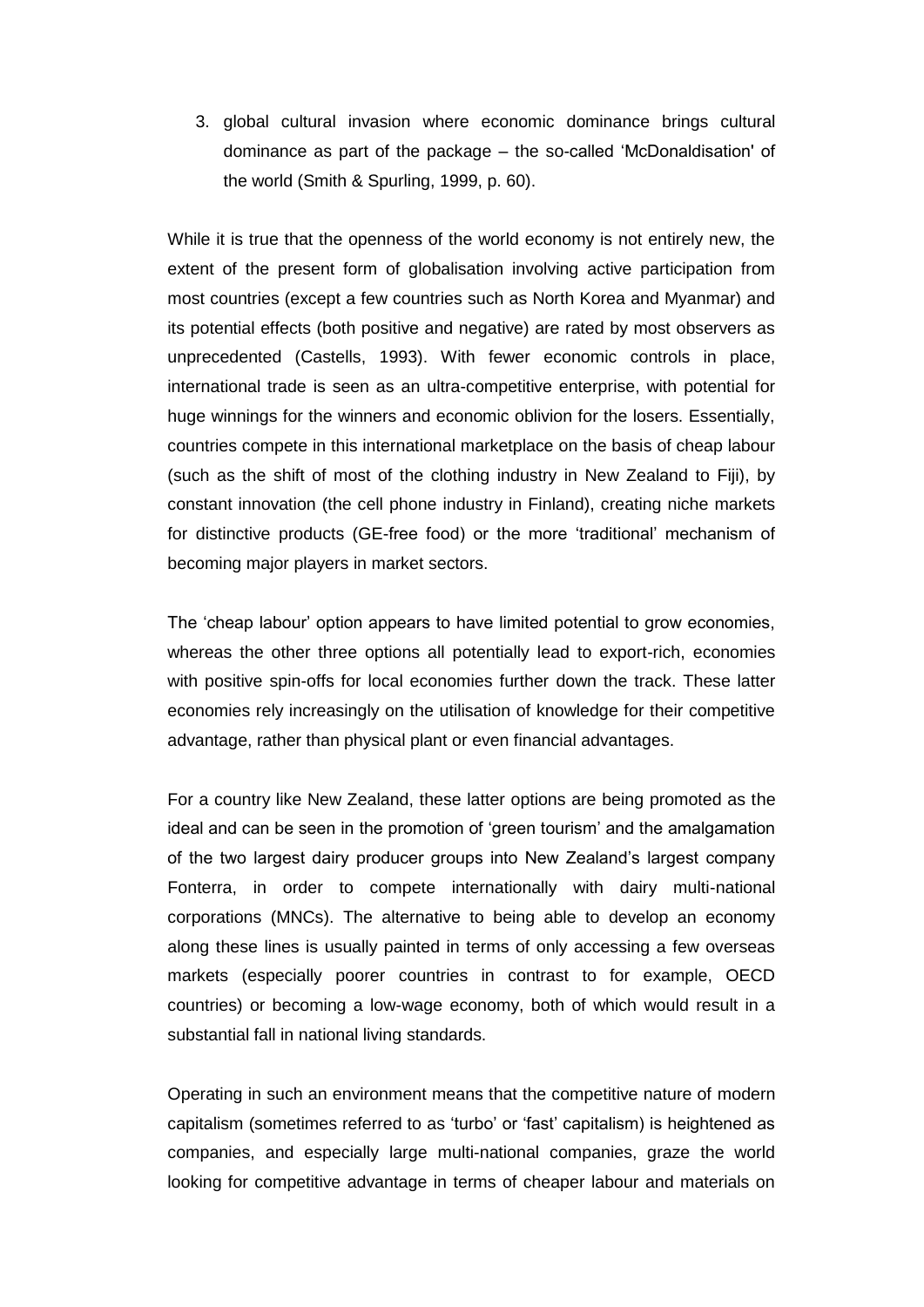3. global cultural invasion where economic dominance brings cultural dominance as part of the package – the so-called 'McDonaldisation' of the world (Smith & Spurling, 1999, p. 60).

While it is true that the openness of the world economy is not entirely new, the extent of the present form of globalisation involving active participation from most countries (except a few countries such as North Korea and Myanmar) and its potential effects (both positive and negative) are rated by most observers as unprecedented (Castells, 1993). With fewer economic controls in place, international trade is seen as an ultra-competitive enterprise, with potential for huge winnings for the winners and economic oblivion for the losers. Essentially, countries compete in this international marketplace on the basis of cheap labour (such as the shift of most of the clothing industry in New Zealand to Fiji), by constant innovation (the cell phone industry in Finland), creating niche markets for distinctive products (GE-free food) or the more 'traditional' mechanism of becoming major players in market sectors.

The 'cheap labour' option appears to have limited potential to grow economies, whereas the other three options all potentially lead to export-rich, economies with positive spin-offs for local economies further down the track. These latter economies rely increasingly on the utilisation of knowledge for their competitive advantage, rather than physical plant or even financial advantages.

For a country like New Zealand, these latter options are being promoted as the ideal and can be seen in the promotion of 'green tourism' and the amalgamation of the two largest dairy producer groups into New Zealand's largest company Fonterra, in order to compete internationally with dairy multi-national corporations (MNCs). The alternative to being able to develop an economy along these lines is usually painted in terms of only accessing a few overseas markets (especially poorer countries in contrast to for example, OECD countries) or becoming a low-wage economy, both of which would result in a substantial fall in national living standards.

Operating in such an environment means that the competitive nature of modern capitalism (sometimes referred to as 'turbo' or 'fast' capitalism) is heightened as companies, and especially large multi-national companies, graze the world looking for competitive advantage in terms of cheaper labour and materials on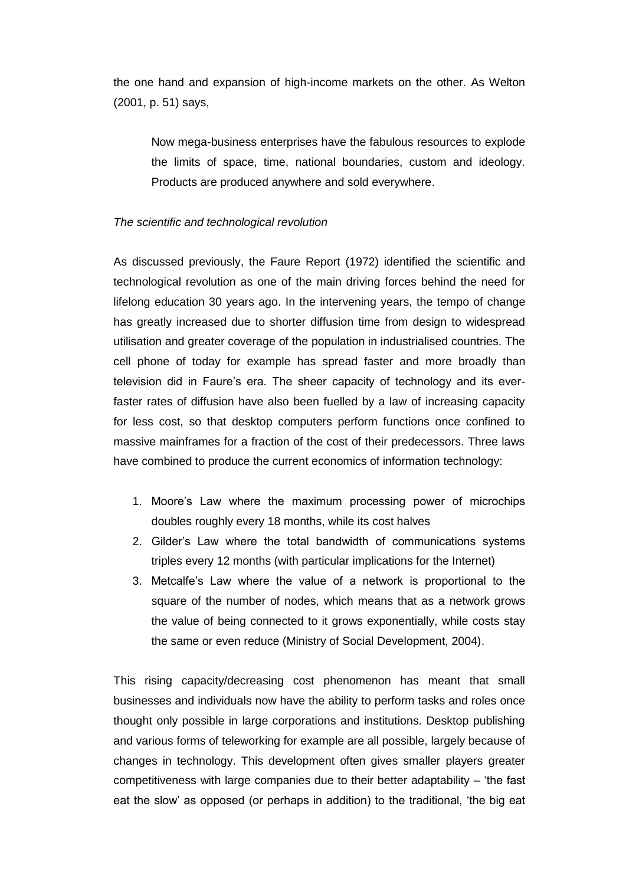the one hand and expansion of high-income markets on the other. As Welton (2001, p. 51) says,

> Now mega-business enterprises have the fabulous resources to explode the limits of space, time, national boundaries, custom and ideology. Products are produced anywhere and sold everywhere.

*The scientific and technological revolution*

As discussed previously, the Faure Report (1972) identified the scientific and technological revolution as one of the main driving forces behind the need for lifelong education 30 years ago. In the intervening years, the tempo of change has greatly increased due to shorter diffusion time from design to widespread utilisation and greater coverage of the population in industrialised countries. The cell phone of today for example has spread faster and more broadly than television did in Faure's era. The sheer capacity of technology and its ever-faster rates of diffusion have also been fuelled by a law of increasing capacity for less cost, so that desktop computers perform functions once confined to massive mainframes for a fraction of the cost of their predecessors. Three laws have combined to produce the current economics of information technology:

1. Moore's Law where the maximum processing power of microchips doubles roughly every 18 months, while its cost halves
2. Gilder's Law where the total bandwidth of communications systems triples every 12 months (with particular implications for the Internet)
3. Metcalfe's Law where the value of a network is proportional to the square of the number of nodes, which means that as a network grows the value of being connected to it grows exponentially, while costs stay the same or even reduce (Ministry of Social Development, 2004).

This rising capacity/decreasing cost phenomenon has meant that small businesses and individuals now have the ability to perform tasks and roles once thought only possible in large corporations and institutions. Desktop publishing and various forms of teleworking for example are all possible, largely because of changes in technology. This development often gives smaller players greater competitiveness with large companies due to their better adaptability – 'the fast eat the slow' as opposed (or perhaps in addition) to the traditional, 'the big eat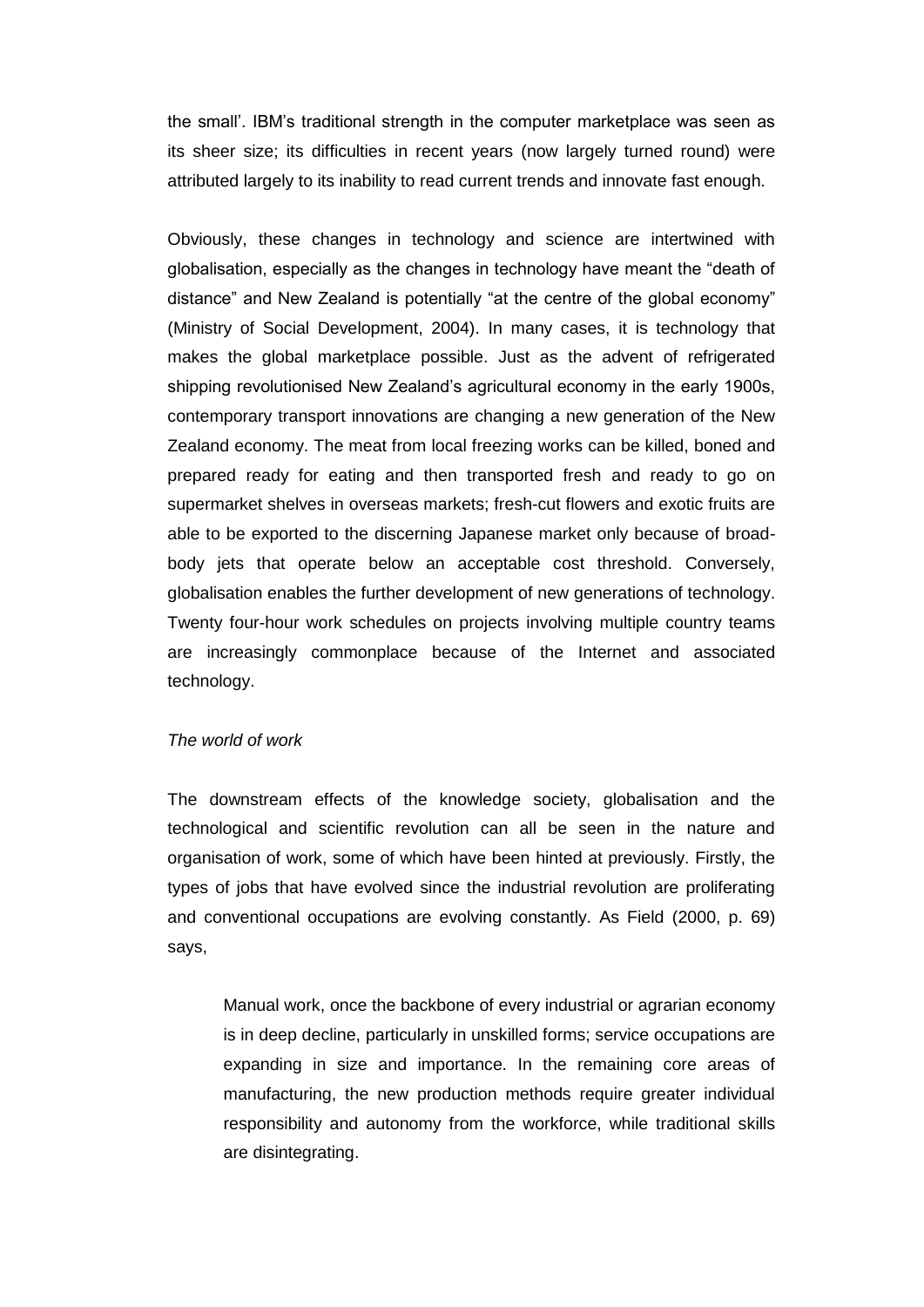the small'. IBM's traditional strength in the computer marketplace was seen as its sheer size; its difficulties in recent years (now largely turned round) were attributed largely to its inability to read current trends and innovate fast enough.

Obviously, these changes in technology and science are intertwined with globalisation, especially as the changes in technology have meant the "death of distance" and New Zealand is potentially "at the centre of the global economy" (Ministry of Social Development, 2004). In many cases, it is technology that makes the global marketplace possible. Just as the advent of refrigerated shipping revolutionised New Zealand's agricultural economy in the early 1900s, contemporary transport innovations are changing a new generation of the New Zealand economy. The meat from local freezing works can be killed, boned and prepared ready for eating and then transported fresh and ready to go on supermarket shelves in overseas markets; fresh-cut flowers and exotic fruits are able to be exported to the discerning Japanese market only because of broad-body jets that operate below an acceptable cost threshold. Conversely, globalisation enables the further development of new generations of technology. Twenty four-hour work schedules on projects involving multiple country teams are increasingly commonplace because of the Internet and associated technology.

*The world of work*

The downstream effects of the knowledge society, globalisation and the technological and scientific revolution can all be seen in the nature and organisation of work, some of which have been hinted at previously. Firstly, the types of jobs that have evolved since the industrial revolution are proliferating and conventional occupations are evolving constantly. As Field (2000, p. 69) says,

> Manual work, once the backbone of every industrial or agrarian economy is in deep decline, particularly in unskilled forms; service occupations are expanding in size and importance. In the remaining core areas of manufacturing, the new production methods require greater individual responsibility and autonomy from the workforce, while traditional skills are disintegrating.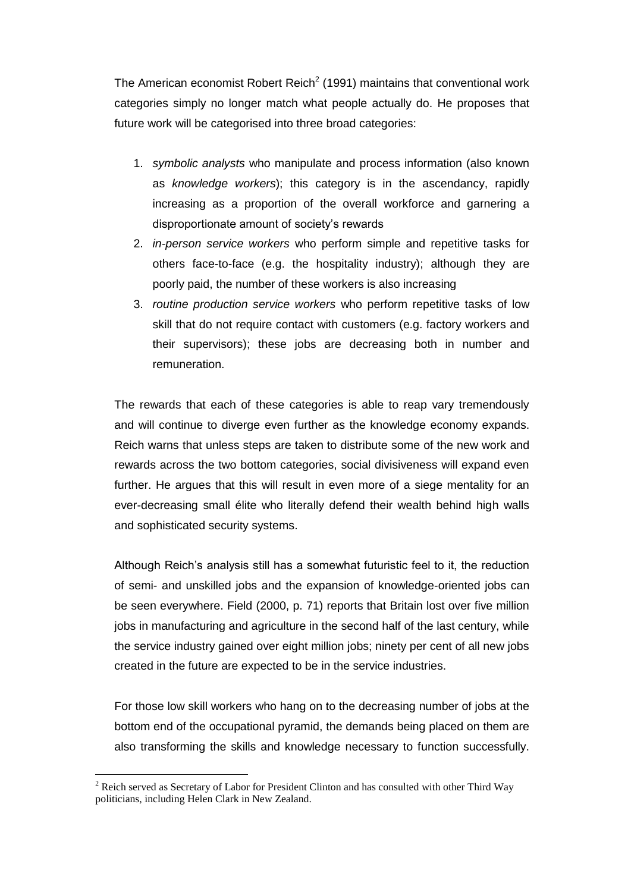The American economist Robert Reich[2] (1991) maintains that conventional work categories simply no longer match what people actually do. He proposes that future work will be categorised into three broad categories:

1. *symbolic analysts* who manipulate and process information (also known as *knowledge workers*); this category is in the ascendancy, rapidly increasing as a proportion of the overall workforce and garnering a disproportionate amount of society's rewards
2. *in-person service workers* who perform simple and repetitive tasks for others face-to-face (e.g. the hospitality industry); although they are poorly paid, the number of these workers is also increasing
3. *routine production service workers* who perform repetitive tasks of low skill that do not require contact with customers (e.g. factory workers and their supervisors); these jobs are decreasing both in number and remuneration.

The rewards that each of these categories is able to reap vary tremendously and will continue to diverge even further as the knowledge economy expands. Reich warns that unless steps are taken to distribute some of the new work and rewards across the two bottom categories, social divisiveness will expand even further. He argues that this will result in even more of a siege mentality for an ever-decreasing small élite who literally defend their wealth behind high walls and sophisticated security systems.

Although Reich's analysis still has a somewhat futuristic feel to it, the reduction of semi- and unskilled jobs and the expansion of knowledge-oriented jobs can be seen everywhere. Field (2000, p. 71) reports that Britain lost over five million jobs in manufacturing and agriculture in the second half of the last century, while the service industry gained over eight million jobs; ninety per cent of all new jobs created in the future are expected to be in the service industries.

For those low skill workers who hang on to the decreasing number of jobs at the bottom end of the occupational pyramid, the demands being placed on them are also transforming the skills and knowledge necessary to function successfully.

[2] Reich served as Secretary of Labor for President Clinton and has consulted with other Third Way politicians, including Helen Clark in New Zealand.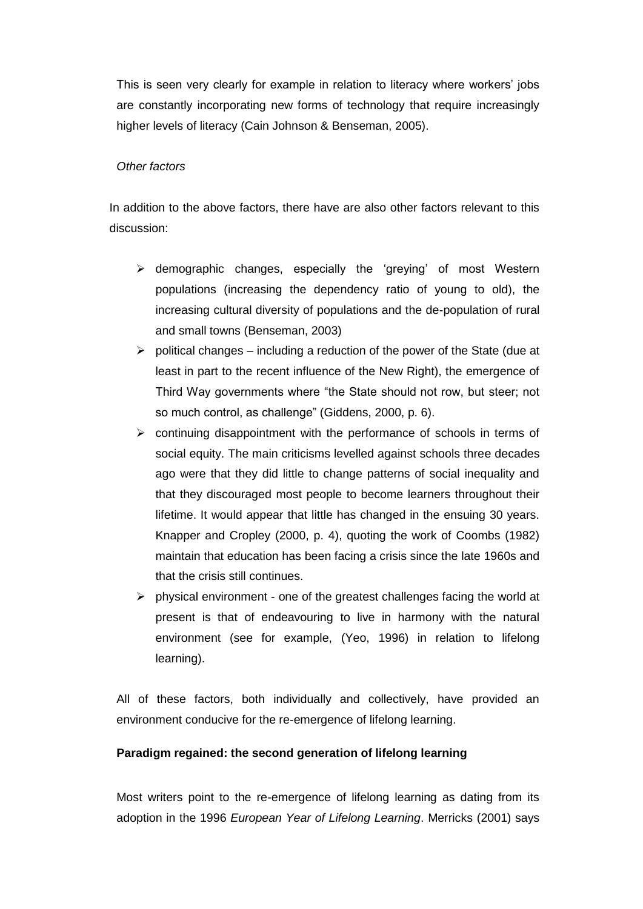This is seen very clearly for example in relation to literacy where workers' jobs are constantly incorporating new forms of technology that require increasingly higher levels of literacy (Cain Johnson & Benseman, 2005).

*Other factors*

In addition to the above factors, there have are also other factors relevant to this discussion:

- demographic changes, especially the 'greying' of most Western populations (increasing the dependency ratio of young to old), the increasing cultural diversity of populations and the de-population of rural and small towns (Benseman, 2003)
- political changes – including a reduction of the power of the State (due at least in part to the recent influence of the New Right), the emergence of Third Way governments where "the State should not row, but steer; not so much control, as challenge" (Giddens, 2000, p. 6).
- continuing disappointment with the performance of schools in terms of social equity. The main criticisms levelled against schools three decades ago were that they did little to change patterns of social inequality and that they discouraged most people to become learners throughout their lifetime. It would appear that little has changed in the ensuing 30 years. Knapper and Cropley (2000, p. 4), quoting the work of Coombs (1982) maintain that education has been facing a crisis since the late 1960s and that the crisis still continues.
- physical environment - one of the greatest challenges facing the world at present is that of endeavouring to live in harmony with the natural environment (see for example, (Yeo, 1996) in relation to lifelong learning).

All of these factors, both individually and collectively, have provided an environment conducive for the re-emergence of lifelong learning.

**Paradigm regained: the second generation of lifelong learning**

Most writers point to the re-emergence of lifelong learning as dating from its adoption in the 1996 *European Year of Lifelong Learning*. Merricks (2001) says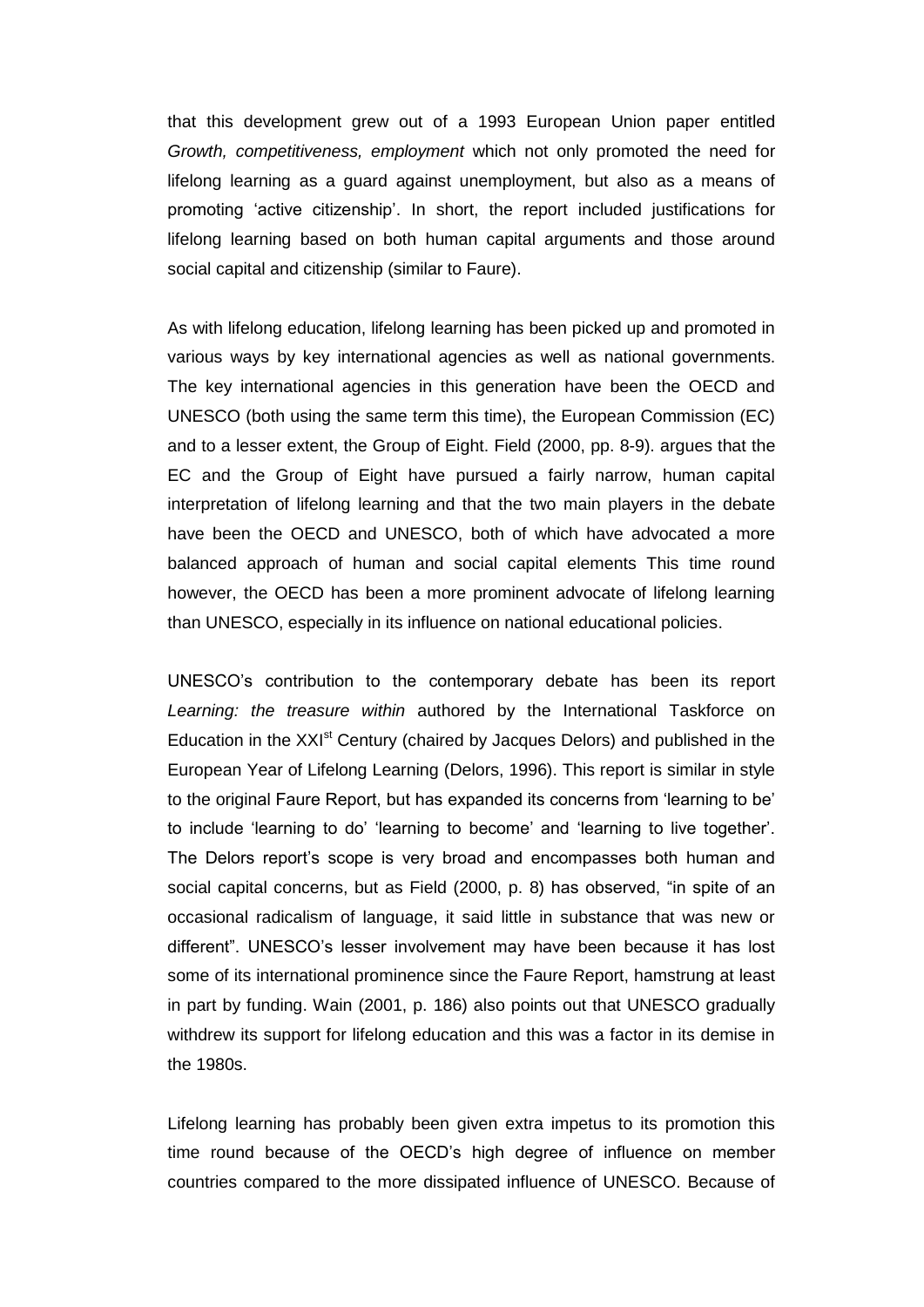that this development grew out of a 1993 European Union paper entitled *Growth, competitiveness, employment* which not only promoted the need for lifelong learning as a guard against unemployment, but also as a means of promoting 'active citizenship'. In short, the report included justifications for lifelong learning based on both human capital arguments and those around social capital and citizenship (similar to Faure).

As with lifelong education, lifelong learning has been picked up and promoted in various ways by key international agencies as well as national governments. The key international agencies in this generation have been the OECD and UNESCO (both using the same term this time), the European Commission (EC) and to a lesser extent, the Group of Eight. Field (2000, pp. 8-9). argues that the EC and the Group of Eight have pursued a fairly narrow, human capital interpretation of lifelong learning and that the two main players in the debate have been the OECD and UNESCO, both of which have advocated a more balanced approach of human and social capital elements This time round however, the OECD has been a more prominent advocate of lifelong learning than UNESCO, especially in its influence on national educational policies.

UNESCO's contribution to the contemporary debate has been its report *Learning: the treasure within* authored by the International Taskforce on Education in the XXI$^{st}$ Century (chaired by Jacques Delors) and published in the European Year of Lifelong Learning (Delors, 1996). This report is similar in style to the original Faure Report, but has expanded its concerns from 'learning to be' to include 'learning to do' 'learning to become' and 'learning to live together'. The Delors report's scope is very broad and encompasses both human and social capital concerns, but as Field (2000, p. 8) has observed, "in spite of an occasional radicalism of language, it said little in substance that was new or different". UNESCO's lesser involvement may have been because it has lost some of its international prominence since the Faure Report, hamstrung at least in part by funding. Wain (2001, p. 186) also points out that UNESCO gradually withdrew its support for lifelong education and this was a factor in its demise in the 1980s.

Lifelong learning has probably been given extra impetus to its promotion this time round because of the OECD's high degree of influence on member countries compared to the more dissipated influence of UNESCO. Because of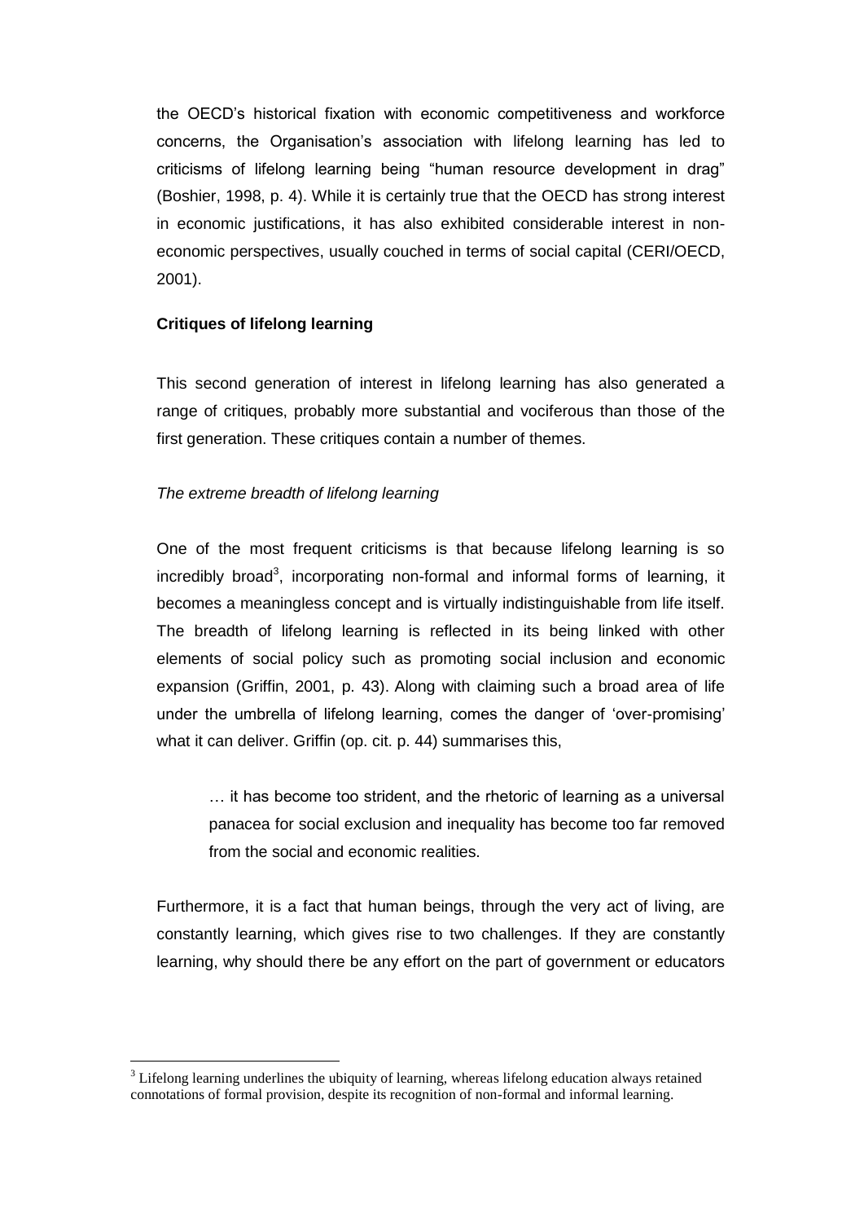the OECD's historical fixation with economic competitiveness and workforce concerns, the Organisation's association with lifelong learning has led to criticisms of lifelong learning being "human resource development in drag" (Boshier, 1998, p. 4). While it is certainly true that the OECD has strong interest in economic justifications, it has also exhibited considerable interest in non-economic perspectives, usually couched in terms of social capital (CERI/OECD, 2001).

**Critiques of lifelong learning**

This second generation of interest in lifelong learning has also generated a range of critiques, probably more substantial and vociferous than those of the first generation. These critiques contain a number of themes.

*The extreme breadth of lifelong learning*

One of the most frequent criticisms is that because lifelong learning is so incredibly broad[3], incorporating non-formal and informal forms of learning, it becomes a meaningless concept and is virtually indistinguishable from life itself. The breadth of lifelong learning is reflected in its being linked with other elements of social policy such as promoting social inclusion and economic expansion (Griffin, 2001, p. 43). Along with claiming such a broad area of life under the umbrella of lifelong learning, comes the danger of 'over-promising' what it can deliver. Griffin (op. cit. p. 44) summarises this,

> … it has become too strident, and the rhetoric of learning as a universal panacea for social exclusion and inequality has become too far removed from the social and economic realities.

Furthermore, it is a fact that human beings, through the very act of living, are constantly learning, which gives rise to two challenges. If they are constantly learning, why should there be any effort on the part of government or educators

[3] Lifelong learning underlines the ubiquity of learning, whereas lifelong education always retained connotations of formal provision, despite its recognition of non-formal and informal learning.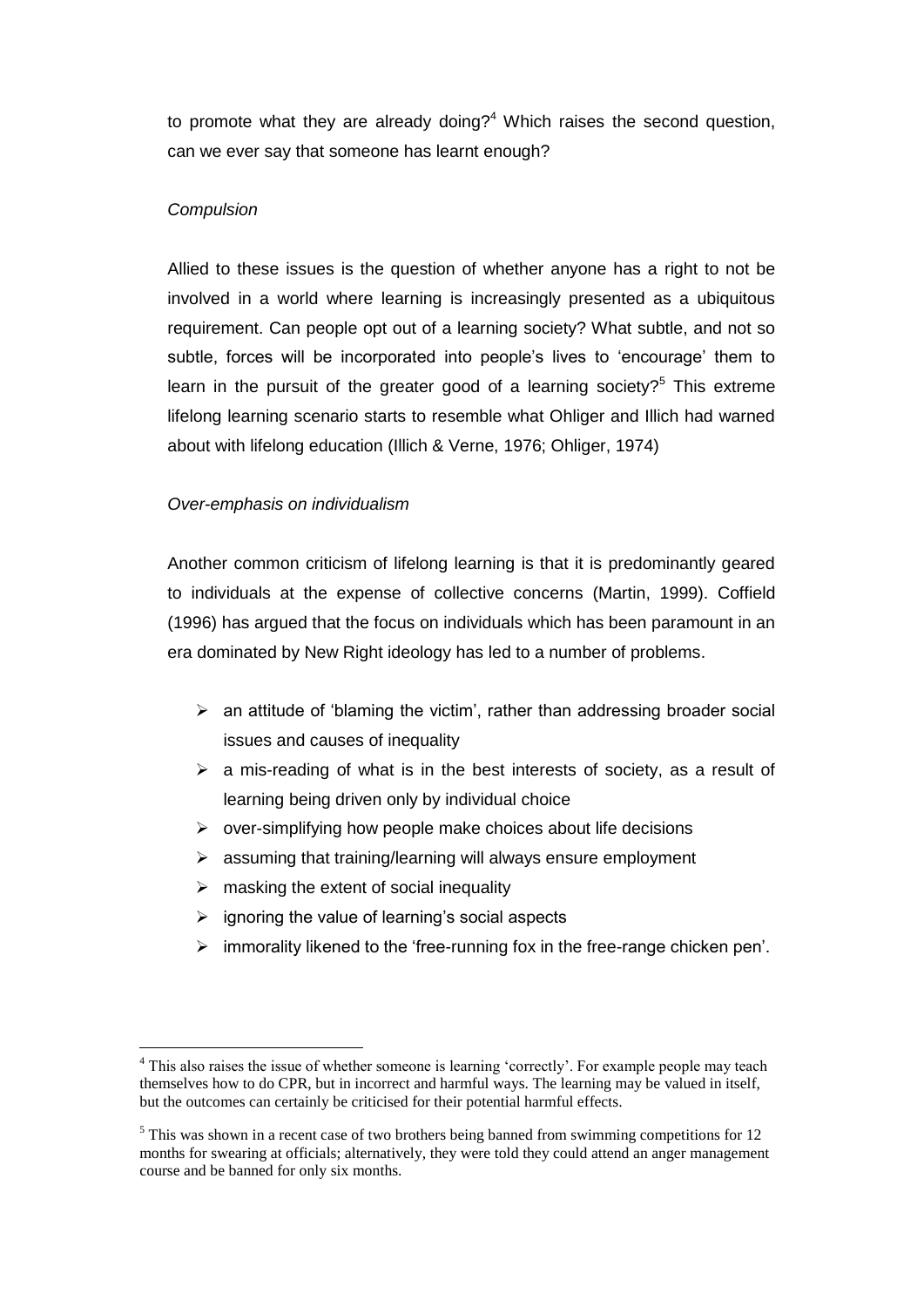to promote what they are already doing?[4] Which raises the second question, can we ever say that someone has learnt enough?

*Compulsion*

Allied to these issues is the question of whether anyone has a right to not be involved in a world where learning is increasingly presented as a ubiquitous requirement. Can people opt out of a learning society? What subtle, and not so subtle, forces will be incorporated into people's lives to 'encourage' them to learn in the pursuit of the greater good of a learning society?[5] This extreme lifelong learning scenario starts to resemble what Ohliger and Illich had warned about with lifelong education (Illich & Verne, 1976; Ohliger, 1974)

*Over-emphasis on individualism*

Another common criticism of lifelong learning is that it is predominantly geared to individuals at the expense of collective concerns (Martin, 1999). Coffield (1996) has argued that the focus on individuals which has been paramount in an era dominated by New Right ideology has led to a number of problems.

- an attitude of 'blaming the victim', rather than addressing broader social issues and causes of inequality
- a mis-reading of what is in the best interests of society, as a result of learning being driven only by individual choice
- over-simplifying how people make choices about life decisions
- assuming that training/learning will always ensure employment
- masking the extent of social inequality
- ignoring the value of learning's social aspects
- immorality likened to the 'free-running fox in the free-range chicken pen'.

---

[4] This also raises the issue of whether someone is learning 'correctly'. For example people may teach themselves how to do CPR, but in incorrect and harmful ways. The learning may be valued in itself, but the outcomes can certainly be criticised for their potential harmful effects.

[5] This was shown in a recent case of two brothers being banned from swimming competitions for 12 months for swearing at officials; alternatively, they were told they could attend an anger management course and be banned for only six months.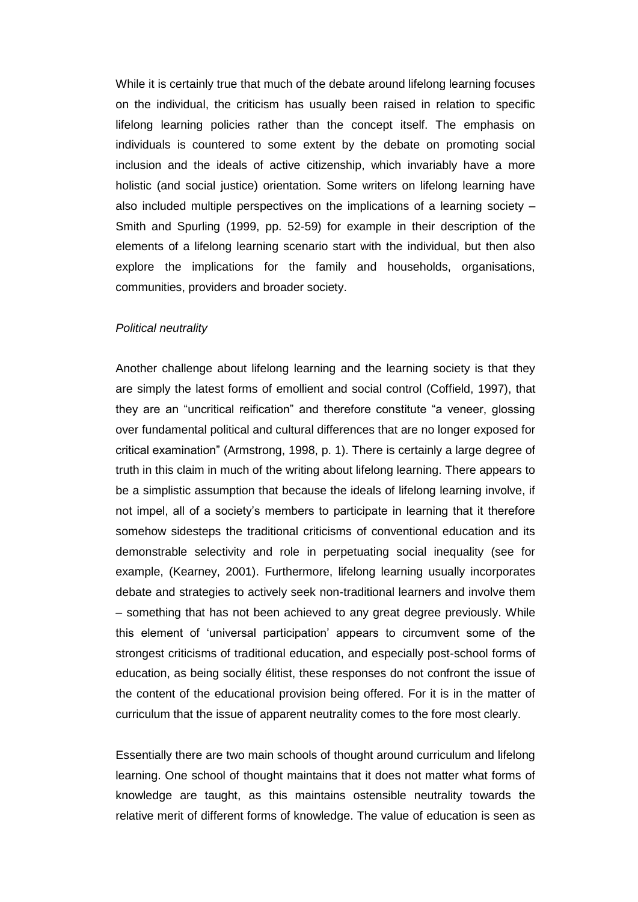While it is certainly true that much of the debate around lifelong learning focuses on the individual, the criticism has usually been raised in relation to specific lifelong learning policies rather than the concept itself. The emphasis on individuals is countered to some extent by the debate on promoting social inclusion and the ideals of active citizenship, which invariably have a more holistic (and social justice) orientation. Some writers on lifelong learning have also included multiple perspectives on the implications of a learning society – Smith and Spurling (1999, pp. 52-59) for example in their description of the elements of a lifelong learning scenario start with the individual, but then also explore the implications for the family and households, organisations, communities, providers and broader society.

*Political neutrality*

Another challenge about lifelong learning and the learning society is that they are simply the latest forms of emollient and social control (Coffield, 1997), that they are an "uncritical reification" and therefore constitute "a veneer, glossing over fundamental political and cultural differences that are no longer exposed for critical examination" (Armstrong, 1998, p. 1). There is certainly a large degree of truth in this claim in much of the writing about lifelong learning. There appears to be a simplistic assumption that because the ideals of lifelong learning involve, if not impel, all of a society's members to participate in learning that it therefore somehow sidesteps the traditional criticisms of conventional education and its demonstrable selectivity and role in perpetuating social inequality (see for example, (Kearney, 2001). Furthermore, lifelong learning usually incorporates debate and strategies to actively seek non-traditional learners and involve them – something that has not been achieved to any great degree previously. While this element of 'universal participation' appears to circumvent some of the strongest criticisms of traditional education, and especially post-school forms of education, as being socially élitist, these responses do not confront the issue of the content of the educational provision being offered. For it is in the matter of curriculum that the issue of apparent neutrality comes to the fore most clearly.

Essentially there are two main schools of thought around curriculum and lifelong learning. One school of thought maintains that it does not matter what forms of knowledge are taught, as this maintains ostensible neutrality towards the relative merit of different forms of knowledge. The value of education is seen as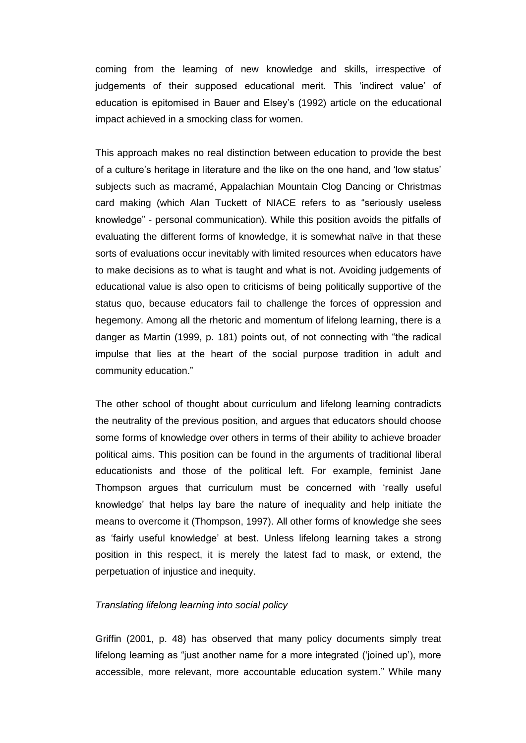coming from the learning of new knowledge and skills, irrespective of judgements of their supposed educational merit. This 'indirect value' of education is epitomised in Bauer and Elsey's (1992) article on the educational impact achieved in a smocking class for women.

This approach makes no real distinction between education to provide the best of a culture's heritage in literature and the like on the one hand, and 'low status' subjects such as macramé, Appalachian Mountain Clog Dancing or Christmas card making (which Alan Tuckett of NIACE refers to as "seriously useless knowledge" - personal communication). While this position avoids the pitfalls of evaluating the different forms of knowledge, it is somewhat naïve in that these sorts of evaluations occur inevitably with limited resources when educators have to make decisions as to what is taught and what is not. Avoiding judgements of educational value is also open to criticisms of being politically supportive of the status quo, because educators fail to challenge the forces of oppression and hegemony. Among all the rhetoric and momentum of lifelong learning, there is a danger as Martin (1999, p. 181) points out, of not connecting with "the radical impulse that lies at the heart of the social purpose tradition in adult and community education."

The other school of thought about curriculum and lifelong learning contradicts the neutrality of the previous position, and argues that educators should choose some forms of knowledge over others in terms of their ability to achieve broader political aims. This position can be found in the arguments of traditional liberal educationists and those of the political left. For example, feminist Jane Thompson argues that curriculum must be concerned with 'really useful knowledge' that helps lay bare the nature of inequality and help initiate the means to overcome it (Thompson, 1997). All other forms of knowledge she sees as 'fairly useful knowledge' at best. Unless lifelong learning takes a strong position in this respect, it is merely the latest fad to mask, or extend, the perpetuation of injustice and inequity.

*Translating lifelong learning into social policy*

Griffin (2001, p. 48) has observed that many policy documents simply treat lifelong learning as "just another name for a more integrated ('joined up'), more accessible, more relevant, more accountable education system." While many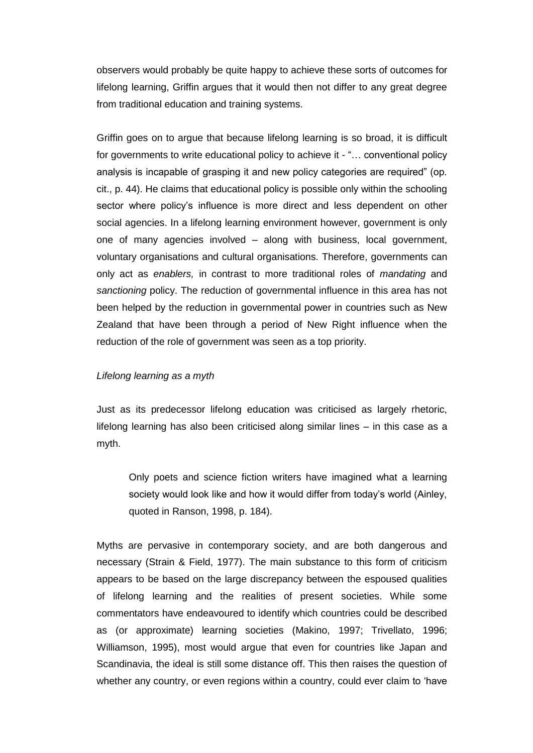observers would probably be quite happy to achieve these sorts of outcomes for lifelong learning, Griffin argues that it would then not differ to any great degree from traditional education and training systems.

Griffin goes on to argue that because lifelong learning is so broad, it is difficult for governments to write educational policy to achieve it - "… conventional policy analysis is incapable of grasping it and new policy categories are required" (op. cit., p. 44). He claims that educational policy is possible only within the schooling sector where policy's influence is more direct and less dependent on other social agencies. In a lifelong learning environment however, government is only one of many agencies involved – along with business, local government, voluntary organisations and cultural organisations. Therefore, governments can only act as *enablers,* in contrast to more traditional roles of *mandating* and *sanctioning* policy. The reduction of governmental influence in this area has not been helped by the reduction in governmental power in countries such as New Zealand that have been through a period of New Right influence when the reduction of the role of government was seen as a top priority.

*Lifelong learning as a myth*

Just as its predecessor lifelong education was criticised as largely rhetoric, lifelong learning has also been criticised along similar lines – in this case as a myth.

> Only poets and science fiction writers have imagined what a learning society would look like and how it would differ from today's world (Ainley, quoted in Ranson, 1998, p. 184).

Myths are pervasive in contemporary society, and are both dangerous and necessary (Strain & Field, 1977). The main substance to this form of criticism appears to be based on the large discrepancy between the espoused qualities of lifelong learning and the realities of present societies. While some commentators have endeavoured to identify which countries could be described as (or approximate) learning societies (Makino, 1997; Trivellato, 1996; Williamson, 1995), most would argue that even for countries like Japan and Scandinavia, the ideal is still some distance off. This then raises the question of whether any country, or even regions within a country, could ever claim to 'have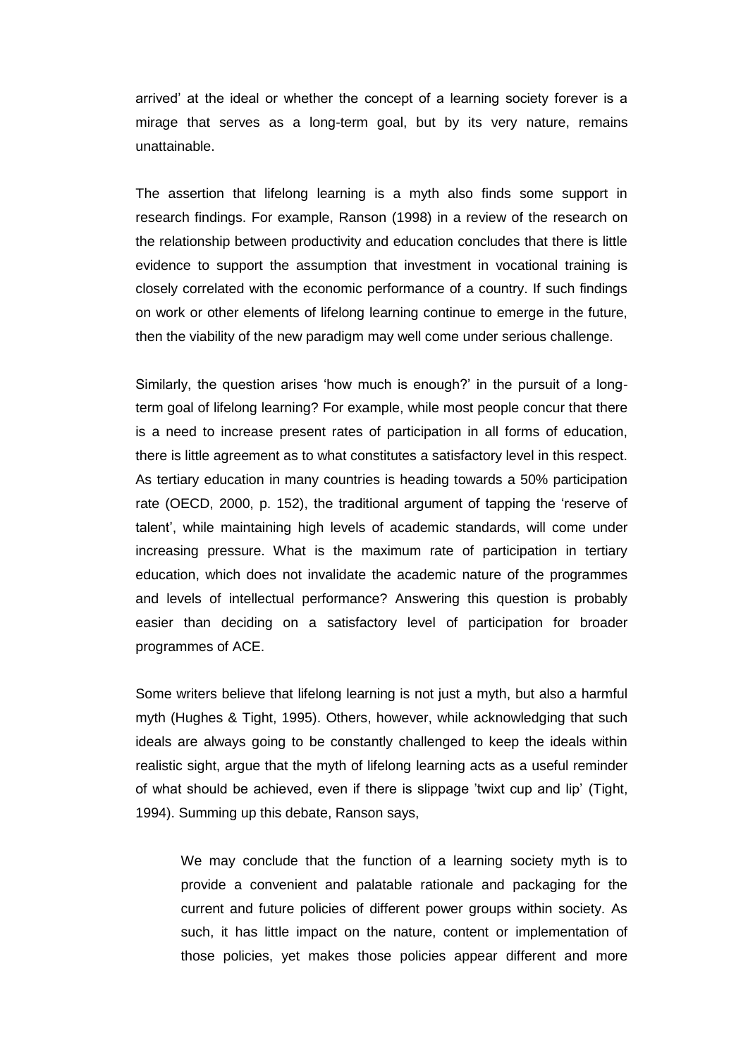arrived' at the ideal or whether the concept of a learning society forever is a mirage that serves as a long-term goal, but by its very nature, remains unattainable.

The assertion that lifelong learning is a myth also finds some support in research findings. For example, Ranson (1998) in a review of the research on the relationship between productivity and education concludes that there is little evidence to support the assumption that investment in vocational training is closely correlated with the economic performance of a country. If such findings on work or other elements of lifelong learning continue to emerge in the future, then the viability of the new paradigm may well come under serious challenge.

Similarly, the question arises 'how much is enough?' in the pursuit of a long-term goal of lifelong learning? For example, while most people concur that there is a need to increase present rates of participation in all forms of education, there is little agreement as to what constitutes a satisfactory level in this respect. As tertiary education in many countries is heading towards a 50% participation rate (OECD, 2000, p. 152), the traditional argument of tapping the 'reserve of talent', while maintaining high levels of academic standards, will come under increasing pressure. What is the maximum rate of participation in tertiary education, which does not invalidate the academic nature of the programmes and levels of intellectual performance? Answering this question is probably easier than deciding on a satisfactory level of participation for broader programmes of ACE.

Some writers believe that lifelong learning is not just a myth, but also a harmful myth (Hughes & Tight, 1995). Others, however, while acknowledging that such ideals are always going to be constantly challenged to keep the ideals within realistic sight, argue that the myth of lifelong learning acts as a useful reminder of what should be achieved, even if there is slippage 'twixt cup and lip' (Tight, 1994). Summing up this debate, Ranson says,

> We may conclude that the function of a learning society myth is to provide a convenient and palatable rationale and packaging for the current and future policies of different power groups within society. As such, it has little impact on the nature, content or implementation of those policies, yet makes those policies appear different and more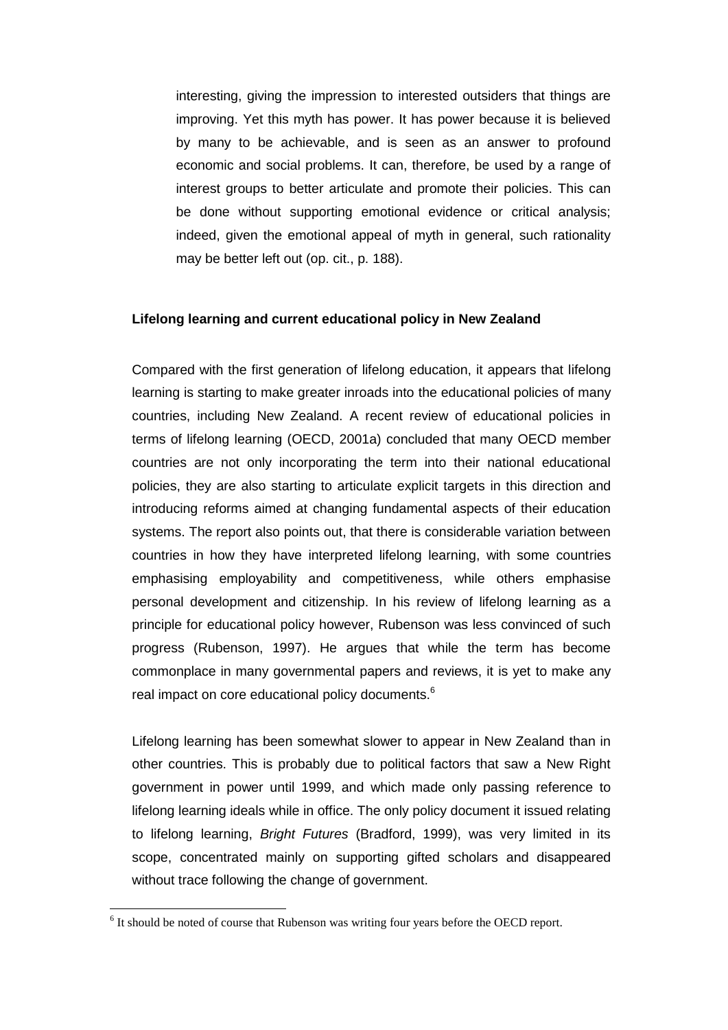> interesting, giving the impression to interested outsiders that things are improving. Yet this myth has power. It has power because it is believed by many to be achievable, and is seen as an answer to profound economic and social problems. It can, therefore, be used by a range of interest groups to better articulate and promote their policies. This can be done without supporting emotional evidence or critical analysis; indeed, given the emotional appeal of myth in general, such rationality may be better left out (op. cit., p. 188).

**Lifelong learning and current educational policy in New Zealand**

Compared with the first generation of lifelong education, it appears that lifelong learning is starting to make greater inroads into the educational policies of many countries, including New Zealand. A recent review of educational policies in terms of lifelong learning (OECD, 2001a) concluded that many OECD member countries are not only incorporating the term into their national educational policies, they are also starting to articulate explicit targets in this direction and introducing reforms aimed at changing fundamental aspects of their education systems. The report also points out, that there is considerable variation between countries in how they have interpreted lifelong learning, with some countries emphasising employability and competitiveness, while others emphasise personal development and citizenship. In his review of lifelong learning as a principle for educational policy however, Rubenson was less convinced of such progress (Rubenson, 1997). He argues that while the term has become commonplace in many governmental papers and reviews, it is yet to make any real impact on core educational policy documents.[6]

Lifelong learning has been somewhat slower to appear in New Zealand than in other countries. This is probably due to political factors that saw a New Right government in power until 1999, and which made only passing reference to lifelong learning ideals while in office. The only policy document it issued relating to lifelong learning, *Bright Futures* (Bradford, 1999), was very limited in its scope, concentrated mainly on supporting gifted scholars and disappeared without trace following the change of government.

[6] It should be noted of course that Rubenson was writing four years before the OECD report.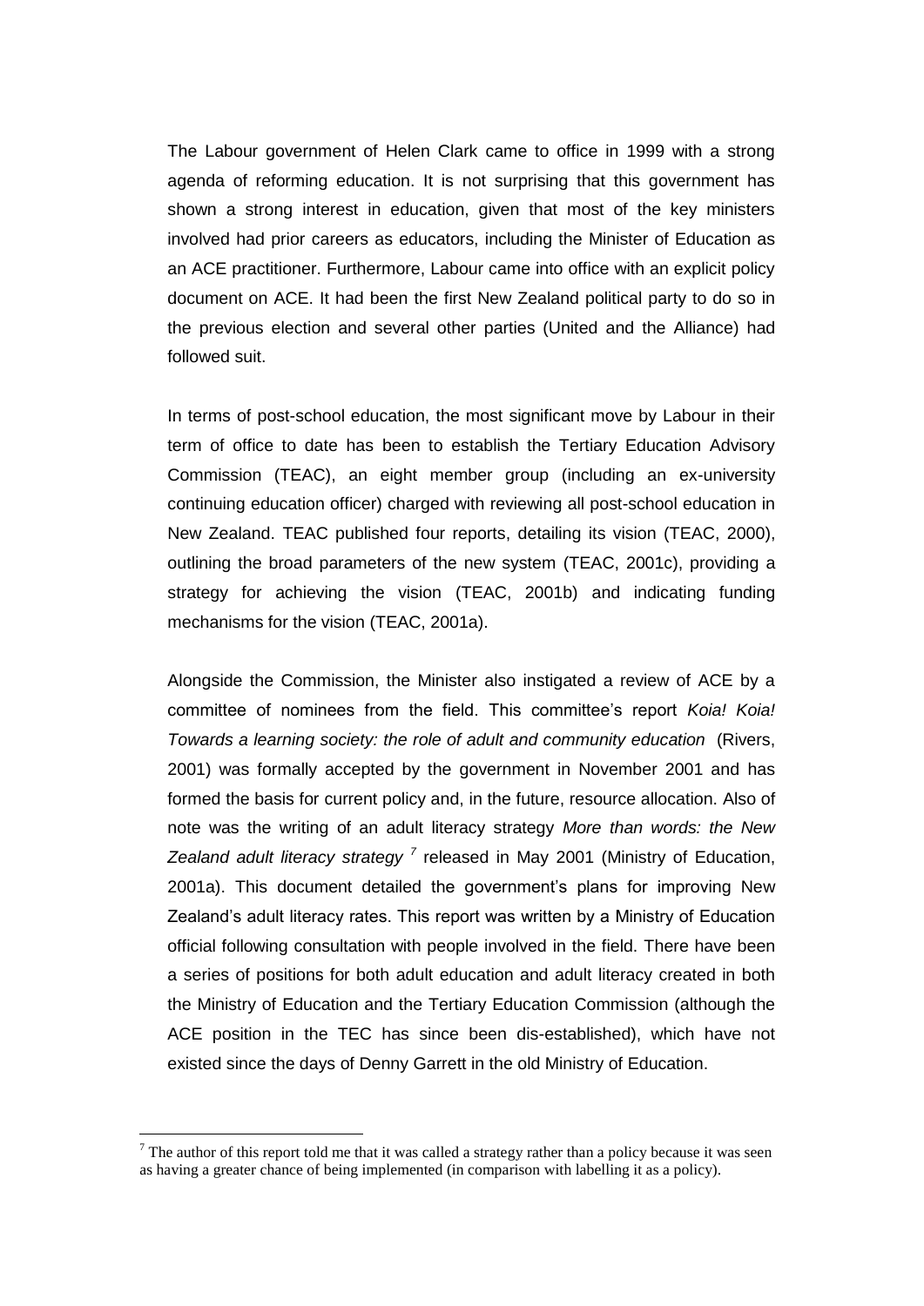The Labour government of Helen Clark came to office in 1999 with a strong agenda of reforming education. It is not surprising that this government has shown a strong interest in education, given that most of the key ministers involved had prior careers as educators, including the Minister of Education as an ACE practitioner. Furthermore, Labour came into office with an explicit policy document on ACE. It had been the first New Zealand political party to do so in the previous election and several other parties (United and the Alliance) had followed suit.

In terms of post-school education, the most significant move by Labour in their term of office to date has been to establish the Tertiary Education Advisory Commission (TEAC), an eight member group (including an ex-university continuing education officer) charged with reviewing all post-school education in New Zealand. TEAC published four reports, detailing its vision (TEAC, 2000), outlining the broad parameters of the new system (TEAC, 2001c), providing a strategy for achieving the vision (TEAC, 2001b) and indicating funding mechanisms for the vision (TEAC, 2001a).

Alongside the Commission, the Minister also instigated a review of ACE by a committee of nominees from the field. This committee's report *Koia! Koia! Towards a learning society: the role of adult and community education* (Rivers, 2001) was formally accepted by the government in November 2001 and has formed the basis for current policy and, in the future, resource allocation. Also of note was the writing of an adult literacy strategy *More than words: the New Zealand adult literacy strategy* [7] released in May 2001 (Ministry of Education, 2001a). This document detailed the government's plans for improving New Zealand's adult literacy rates. This report was written by a Ministry of Education official following consultation with people involved in the field. There have been a series of positions for both adult education and adult literacy created in both the Ministry of Education and the Tertiary Education Commission (although the ACE position in the TEC has since been dis-established), which have not existed since the days of Denny Garrett in the old Ministry of Education.

[7] The author of this report told me that it was called a strategy rather than a policy because it was seen as having a greater chance of being implemented (in comparison with labelling it as a policy).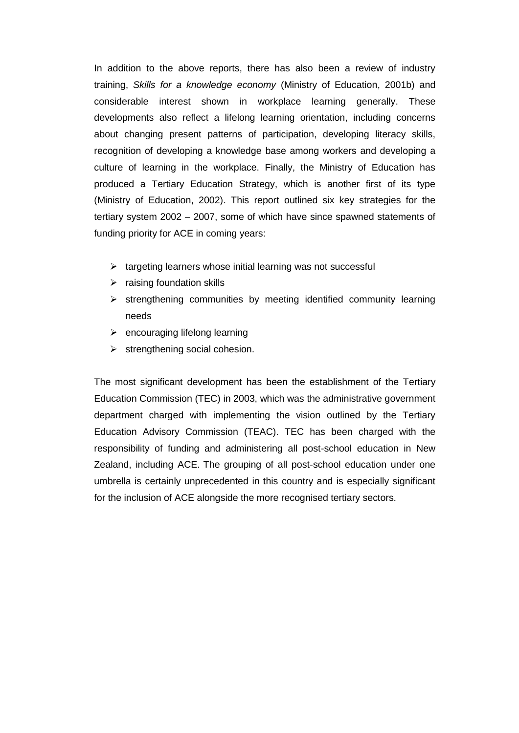In addition to the above reports, there has also been a review of industry training, *Skills for a knowledge economy* (Ministry of Education, 2001b) and considerable interest shown in workplace learning generally. These developments also reflect a lifelong learning orientation, including concerns about changing present patterns of participation, developing literacy skills, recognition of developing a knowledge base among workers and developing a culture of learning in the workplace. Finally, the Ministry of Education has produced a Tertiary Education Strategy, which is another first of its type (Ministry of Education, 2002). This report outlined six key strategies for the tertiary system 2002 – 2007, some of which have since spawned statements of funding priority for ACE in coming years:

- targeting learners whose initial learning was not successful
- raising foundation skills
- strengthening communities by meeting identified community learning needs
- encouraging lifelong learning
- strengthening social cohesion.

The most significant development has been the establishment of the Tertiary Education Commission (TEC) in 2003, which was the administrative government department charged with implementing the vision outlined by the Tertiary Education Advisory Commission (TEAC). TEC has been charged with the responsibility of funding and administering all post-school education in New Zealand, including ACE. The grouping of all post-school education under one umbrella is certainly unprecedented in this country and is especially significant for the inclusion of ACE alongside the more recognised tertiary sectors.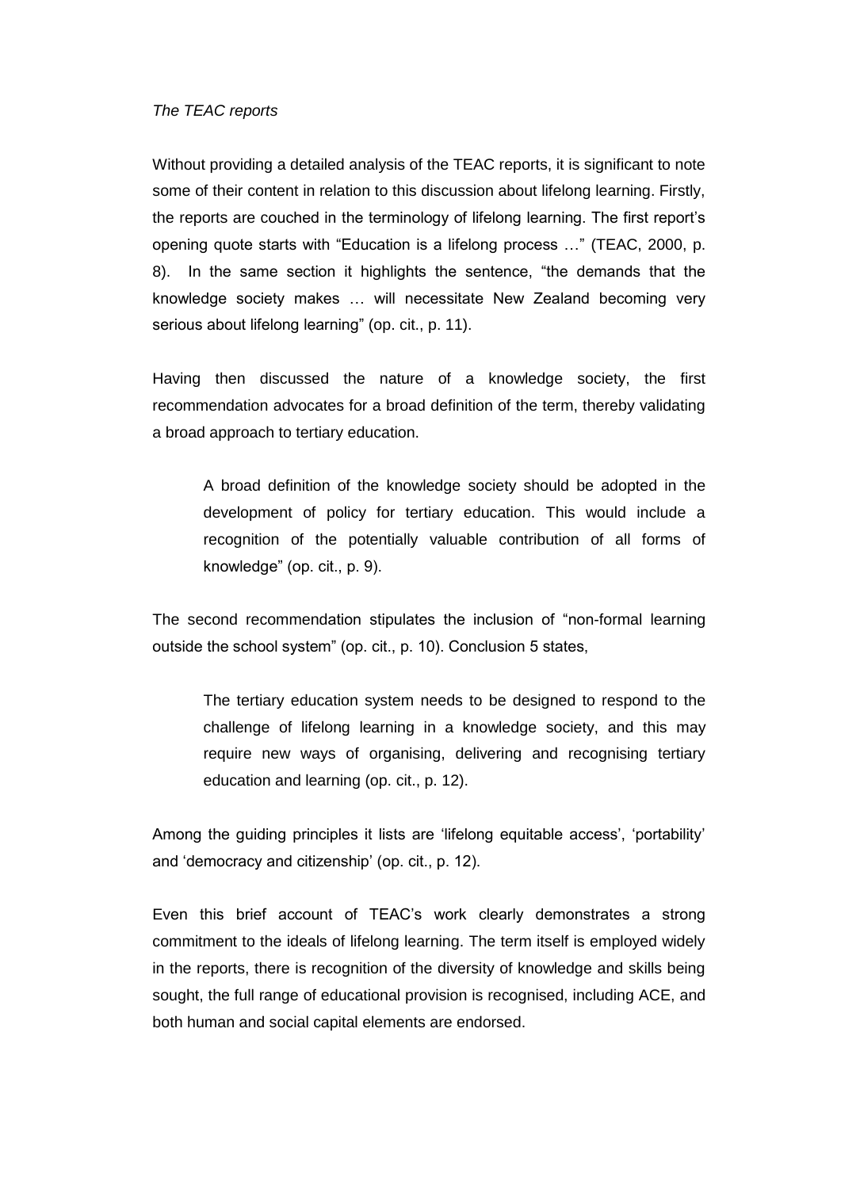*The TEAC reports*

Without providing a detailed analysis of the TEAC reports, it is significant to note some of their content in relation to this discussion about lifelong learning. Firstly, the reports are couched in the terminology of lifelong learning. The first report's opening quote starts with "Education is a lifelong process …" (TEAC, 2000, p. 8). In the same section it highlights the sentence, "the demands that the knowledge society makes … will necessitate New Zealand becoming very serious about lifelong learning" (op. cit., p. 11).

Having then discussed the nature of a knowledge society, the first recommendation advocates for a broad definition of the term, thereby validating a broad approach to tertiary education.

> A broad definition of the knowledge society should be adopted in the development of policy for tertiary education. This would include a recognition of the potentially valuable contribution of all forms of knowledge" (op. cit., p. 9).

The second recommendation stipulates the inclusion of "non-formal learning outside the school system" (op. cit., p. 10). Conclusion 5 states,

> The tertiary education system needs to be designed to respond to the challenge of lifelong learning in a knowledge society, and this may require new ways of organising, delivering and recognising tertiary education and learning (op. cit., p. 12).

Among the guiding principles it lists are 'lifelong equitable access', 'portability' and 'democracy and citizenship' (op. cit., p. 12).

Even this brief account of TEAC's work clearly demonstrates a strong commitment to the ideals of lifelong learning. The term itself is employed widely in the reports, there is recognition of the diversity of knowledge and skills being sought, the full range of educational provision is recognised, including ACE, and both human and social capital elements are endorsed.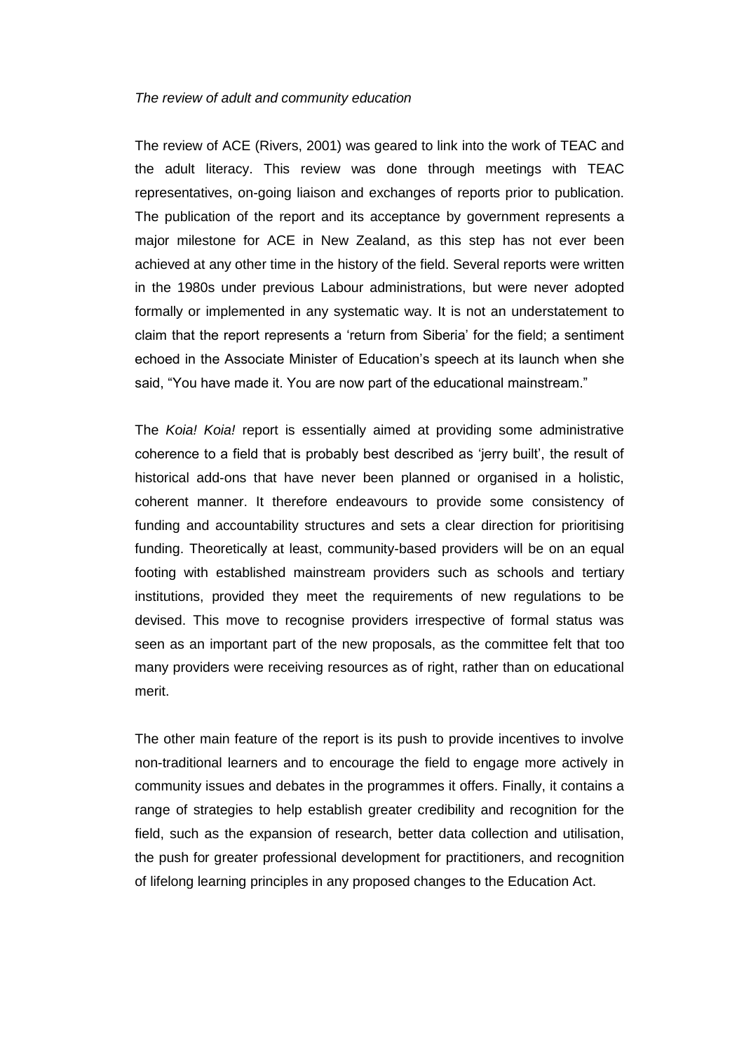*The review of adult and community education*

The review of ACE (Rivers, 2001) was geared to link into the work of TEAC and the adult literacy. This review was done through meetings with TEAC representatives, on-going liaison and exchanges of reports prior to publication. The publication of the report and its acceptance by government represents a major milestone for ACE in New Zealand, as this step has not ever been achieved at any other time in the history of the field. Several reports were written in the 1980s under previous Labour administrations, but were never adopted formally or implemented in any systematic way. It is not an understatement to claim that the report represents a 'return from Siberia' for the field; a sentiment echoed in the Associate Minister of Education's speech at its launch when she said, "You have made it. You are now part of the educational mainstream."

The *Koia! Koia!* report is essentially aimed at providing some administrative coherence to a field that is probably best described as 'jerry built', the result of historical add-ons that have never been planned or organised in a holistic, coherent manner. It therefore endeavours to provide some consistency of funding and accountability structures and sets a clear direction for prioritising funding. Theoretically at least, community-based providers will be on an equal footing with established mainstream providers such as schools and tertiary institutions, provided they meet the requirements of new regulations to be devised. This move to recognise providers irrespective of formal status was seen as an important part of the new proposals, as the committee felt that too many providers were receiving resources as of right, rather than on educational merit.

The other main feature of the report is its push to provide incentives to involve non-traditional learners and to encourage the field to engage more actively in community issues and debates in the programmes it offers. Finally, it contains a range of strategies to help establish greater credibility and recognition for the field, such as the expansion of research, better data collection and utilisation, the push for greater professional development for practitioners, and recognition of lifelong learning principles in any proposed changes to the Education Act.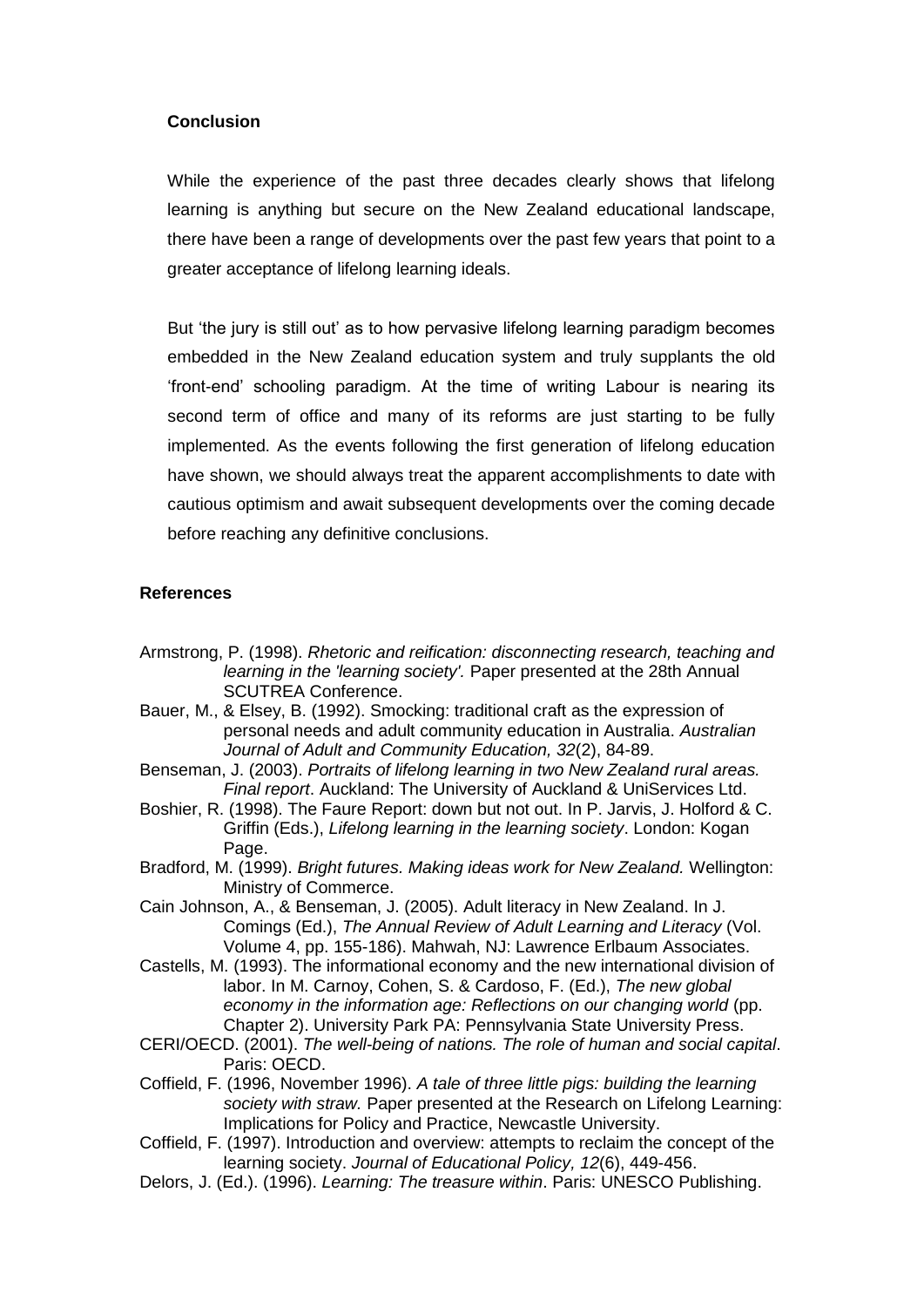## Conclusion

While the experience of the past three decades clearly shows that lifelong learning is anything but secure on the New Zealand educational landscape, there have been a range of developments over the past few years that point to a greater acceptance of lifelong learning ideals.

But 'the jury is still out' as to how pervasive lifelong learning paradigm becomes embedded in the New Zealand education system and truly supplants the old 'front-end' schooling paradigm. At the time of writing Labour is nearing its second term of office and many of its reforms are just starting to be fully implemented. As the events following the first generation of lifelong education have shown, we should always treat the apparent accomplishments to date with cautious optimism and await subsequent developments over the coming decade before reaching any definitive conclusions.

## References

Armstrong, P. (1998). *Rhetoric and reification: disconnecting research, teaching and learning in the 'learning society'.* Paper presented at the 28th Annual SCUTREA Conference.

Bauer, M., & Elsey, B. (1992). Smocking: traditional craft as the expression of personal needs and adult community education in Australia. *Australian Journal of Adult and Community Education, 32*(2), 84-89.

Benseman, J. (2003). *Portraits of lifelong learning in two New Zealand rural areas. Final report*. Auckland: The University of Auckland & UniServices Ltd.

Boshier, R. (1998). The Faure Report: down but not out. In P. Jarvis, J. Holford & C. Griffin (Eds.), *Lifelong learning in the learning society*. London: Kogan Page.

Bradford, M. (1999). *Bright futures. Making ideas work for New Zealand.* Wellington: Ministry of Commerce.

Cain Johnson, A., & Benseman, J. (2005). Adult literacy in New Zealand. In J. Comings (Ed.), *The Annual Review of Adult Learning and Literacy* (Vol. Volume 4, pp. 155-186). Mahwah, NJ: Lawrence Erlbaum Associates.

Castells, M. (1993). The informational economy and the new international division of labor. In M. Carnoy, Cohen, S. & Cardoso, F. (Ed.), *The new global economy in the information age: Reflections on our changing world* (pp. Chapter 2). University Park PA: Pennsylvania State University Press.

CERI/OECD. (2001). *The well-being of nations. The role of human and social capital*. Paris: OECD.

Coffield, F. (1996, November 1996). *A tale of three little pigs: building the learning society with straw.* Paper presented at the Research on Lifelong Learning: Implications for Policy and Practice, Newcastle University.

Coffield, F. (1997). Introduction and overview: attempts to reclaim the concept of the learning society. *Journal of Educational Policy, 12*(6), 449-456.

Delors, J. (Ed.). (1996). *Learning: The treasure within*. Paris: UNESCO Publishing.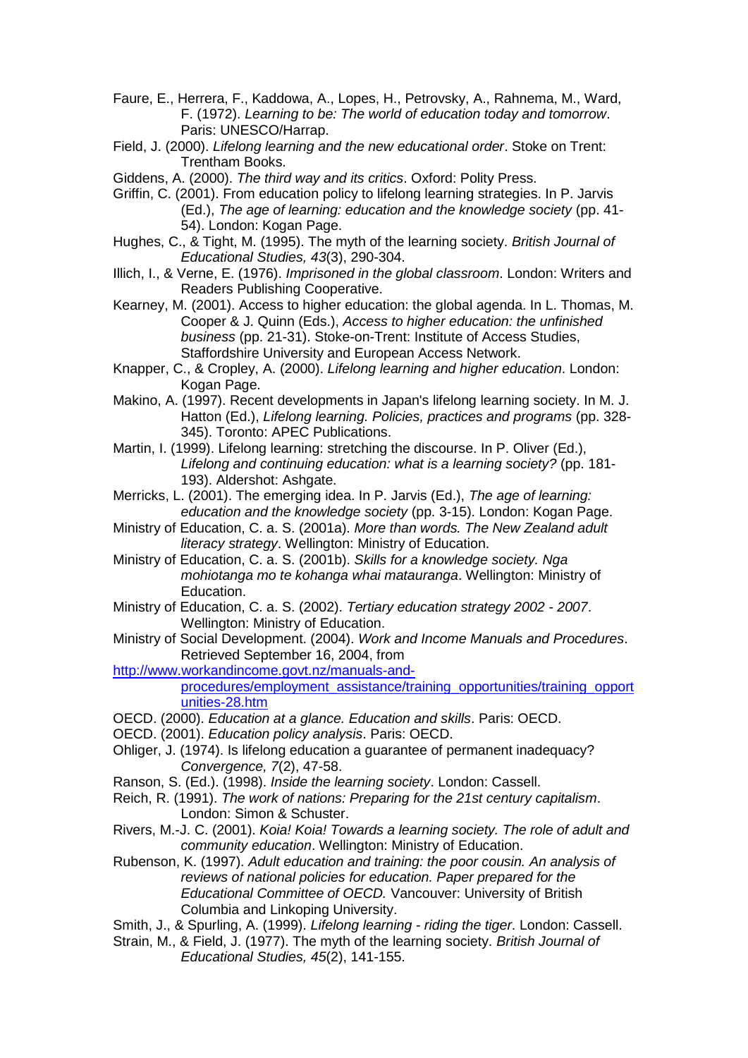Faure, E., Herrera, F., Kaddowa, A., Lopes, H., Petrovsky, A., Rahnema, M., Ward, F. (1972). *Learning to be: The world of education today and tomorrow*. Paris: UNESCO/Harrap.

Field, J. (2000). *Lifelong learning and the new educational order*. Stoke on Trent: Trentham Books.

Giddens, A. (2000). *The third way and its critics*. Oxford: Polity Press.

Griffin, C. (2001). From education policy to lifelong learning strategies. In P. Jarvis (Ed.), *The age of learning: education and the knowledge society* (pp. 41-54). London: Kogan Page.

Hughes, C., & Tight, M. (1995). The myth of the learning society. *British Journal of Educational Studies, 43*(3), 290-304.

Illich, I., & Verne, E. (1976). *Imprisoned in the global classroom*. London: Writers and Readers Publishing Cooperative.

Kearney, M. (2001). Access to higher education: the global agenda. In L. Thomas, M. Cooper & J. Quinn (Eds.), *Access to higher education: the unfinished business* (pp. 21-31). Stoke-on-Trent: Institute of Access Studies, Staffordshire University and European Access Network.

Knapper, C., & Cropley, A. (2000). *Lifelong learning and higher education*. London: Kogan Page.

Makino, A. (1997). Recent developments in Japan's lifelong learning society. In M. J. Hatton (Ed.), *Lifelong learning. Policies, practices and programs* (pp. 328-345). Toronto: APEC Publications.

Martin, I. (1999). Lifelong learning: stretching the discourse. In P. Oliver (Ed.), *Lifelong and continuing education: what is a learning society?* (pp. 181-193). Aldershot: Ashgate.

Merricks, L. (2001). The emerging idea. In P. Jarvis (Ed.), *The age of learning: education and the knowledge society* (pp. 3-15). London: Kogan Page.

Ministry of Education, C. a. S. (2001a). *More than words. The New Zealand adult literacy strategy*. Wellington: Ministry of Education.

Ministry of Education, C. a. S. (2001b). *Skills for a knowledge society. Nga mohiotanga mo te kohanga whai matauranga*. Wellington: Ministry of Education.

Ministry of Education, C. a. S. (2002). *Tertiary education strategy 2002 - 2007*. Wellington: Ministry of Education.

Ministry of Social Development. (2004). *Work and Income Manuals and Procedures*. Retrieved September 16, 2004, from http://www.workandincome.govt.nz/manuals-and-procedures/employment_assistance/training_opportunities/training_opportunities-28.htm

OECD. (2000). *Education at a glance. Education and skills*. Paris: OECD.

OECD. (2001). *Education policy analysis*. Paris: OECD.

Ohliger, J. (1974). Is lifelong education a guarantee of permanent inadequacy? *Convergence, 7*(2), 47-58.

Ranson, S. (Ed.). (1998). *Inside the learning society*. London: Cassell.

Reich, R. (1991). *The work of nations: Preparing for the 21st century capitalism*. London: Simon & Schuster.

Rivers, M.-J. C. (2001). *Koia! Koia! Towards a learning society. The role of adult and community education*. Wellington: Ministry of Education.

Rubenson, K. (1997). *Adult education and training: the poor cousin. An analysis of reviews of national policies for education. Paper prepared for the Educational Committee of OECD.* Vancouver: University of British Columbia and Linkoping University.

Smith, J., & Spurling, A. (1999). *Lifelong learning - riding the tiger*. London: Cassell.

Strain, M., & Field, J. (1977). The myth of the learning society. *British Journal of Educational Studies, 45*(2), 141-155.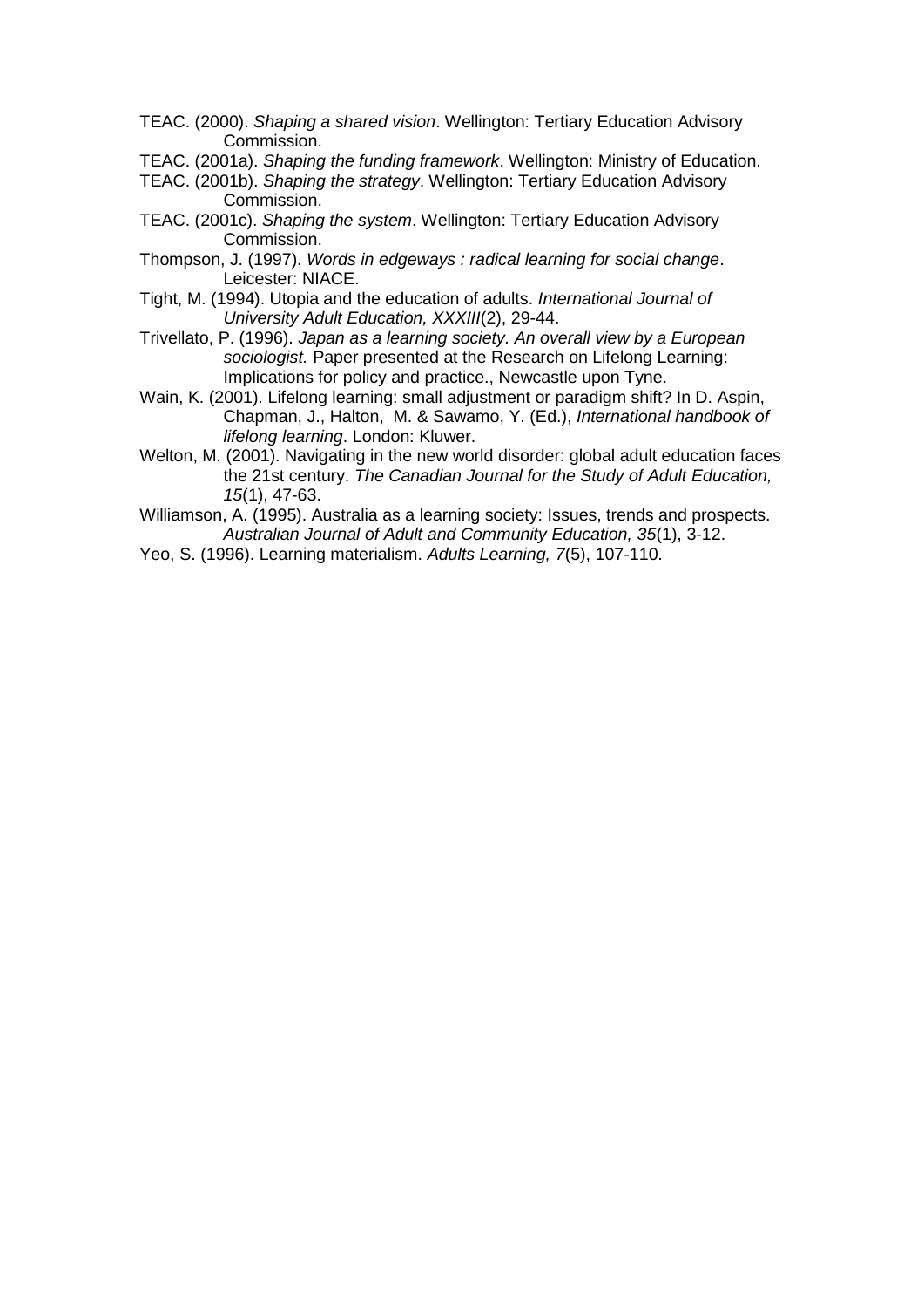TEAC. (2000). *Shaping a shared vision*. Wellington: Tertiary Education Advisory Commission.

TEAC. (2001a). *Shaping the funding framework*. Wellington: Ministry of Education.

TEAC. (2001b). *Shaping the strategy*. Wellington: Tertiary Education Advisory Commission.

TEAC. (2001c). *Shaping the system*. Wellington: Tertiary Education Advisory Commission.

Thompson, J. (1997). *Words in edgeways : radical learning for social change*. Leicester: NIACE.

Tight, M. (1994). Utopia and the education of adults. *International Journal of University Adult Education, XXXIII*(2), 29-44.

Trivellato, P. (1996). *Japan as a learning society. An overall view by a European sociologist.* Paper presented at the Research on Lifelong Learning: Implications for policy and practice., Newcastle upon Tyne.

Wain, K. (2001). Lifelong learning: small adjustment or paradigm shift? In D. Aspin, Chapman, J., Halton, M. & Sawamo, Y. (Ed.), *International handbook of lifelong learning*. London: Kluwer.

Welton, M. (2001). Navigating in the new world disorder: global adult education faces the 21st century. *The Canadian Journal for the Study of Adult Education, 15*(1), 47-63.

Williamson, A. (1995). Australia as a learning society: Issues, trends and prospects. *Australian Journal of Adult and Community Education, 35*(1), 3-12.

Yeo, S. (1996). Learning materialism. *Adults Learning, 7*(5), 107-110.